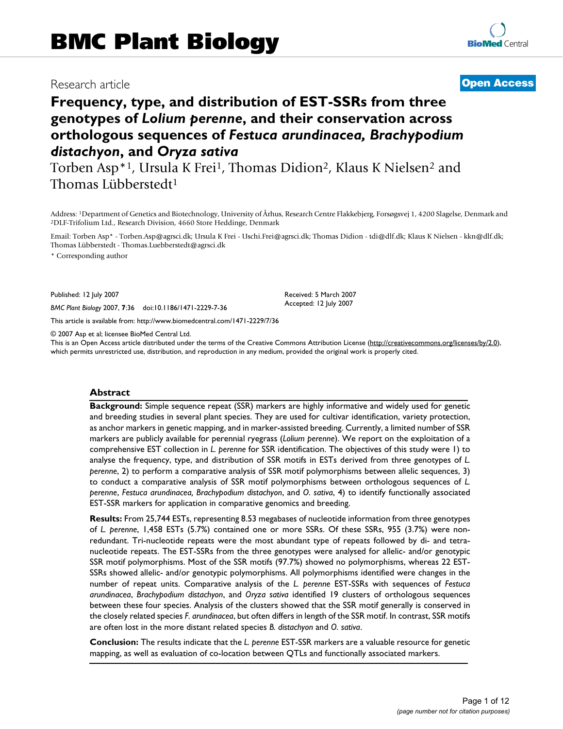# BMC Plant Biology

Research article

**Open Access**

# Frequency, type, and distribution of EST-SSRs from three genotypes of *Lolium perenne*, and their conservation across orthologous sequences of *Festuca arundinacea, Brachypodium distachyon*, and *Oryza sativa*

Torben Asp*[1], Ursula K Frei[1], Thomas Didion[2], Klaus K Nielsen[2] and Thomas Lübberstedt[1]

Address: [1]Department of Genetics and Biotechnology, University of Århus, Research Centre Flakkebjerg, Forsøgsvej 1, 4200 Slagelse, Denmark and [2]DLF-Trifolium Ltd., Research Division, 4660 Store Heddinge, Denmark

Email: Torben Asp* - Torben.Asp@agrsci.dk; Ursula K Frei - Uschi.Frei@agrsci.dk; Thomas Didion - tdi@dlf.dk; Klaus K Nielsen - kkn@dlf.dk; Thomas Lübberstedt - Thomas.Luebberstedt@agrsci.dk

\* Corresponding author

Published: 12 July 2007

*BMC Plant Biology* 2007, **7**:36 doi:10.1186/1471-2229-7-36

Received: 5 March 2007
Accepted: 12 July 2007

This article is available from: http://www.biomedcentral.com/1471-2229/7/36

© 2007 Asp et al; licensee BioMed Central Ltd.
This is an Open Access article distributed under the terms of the Creative Commons Attribution License (http://creativecommons.org/licenses/by/2.0), which permits unrestricted use, distribution, and reproduction in any medium, provided the original work is properly cited.

## Abstract

**Background:** Simple sequence repeat (SSR) markers are highly informative and widely used for genetic and breeding studies in several plant species. They are used for cultivar identification, variety protection, as anchor markers in genetic mapping, and in marker-assisted breeding. Currently, a limited number of SSR markers are publicly available for perennial ryegrass (*Lolium perenne*). We report on the exploitation of a comprehensive EST collection in *L. perenne* for SSR identification. The objectives of this study were 1) to analyse the frequency, type, and distribution of SSR motifs in ESTs derived from three genotypes of *L. perenne*, 2) to perform a comparative analysis of SSR motif polymorphisms between allelic sequences, 3) to conduct a comparative analysis of SSR motif polymorphisms between orthologous sequences of *L. perenne*, *Festuca arundinacea, Brachypodium distachyon*, and *O. sativa*, 4) to identify functionally associated EST-SSR markers for application in comparative genomics and breeding.

**Results:** From 25,744 ESTs, representing 8.53 megabases of nucleotide information from three genotypes of *L. perenne*, 1,458 ESTs (5.7%) contained one or more SSRs. Of these SSRs, 955 (3.7%) were non-redundant. Tri-nucleotide repeats were the most abundant type of repeats followed by di- and tetra-nucleotide repeats. The EST-SSRs from the three genotypes were analysed for allelic- and/or genotypic SSR motif polymorphisms. Most of the SSR motifs (97.7%) showed no polymorphisms, whereas 22 EST-SSRs showed allelic- and/or genotypic polymorphisms. All polymorphisms identified were changes in the number of repeat units. Comparative analysis of the *L. perenne* EST-SSRs with sequences of *Festuca arundinacea*, *Brachypodium distachyon*, and *Oryza sativa* identified 19 clusters of orthologous sequences between these four species. Analysis of the clusters showed that the SSR motif generally is conserved in the closely related species *F. arundinacea*, but often differs in length of the SSR motif. In contrast, SSR motifs are often lost in the more distant related species *B. distachyon* and *O. sativa*.

**Conclusion:** The results indicate that the *L. perenne* EST-SSR markers are a valuable resource for genetic mapping, as well as evaluation of co-location between QTLs and functionally associated markers.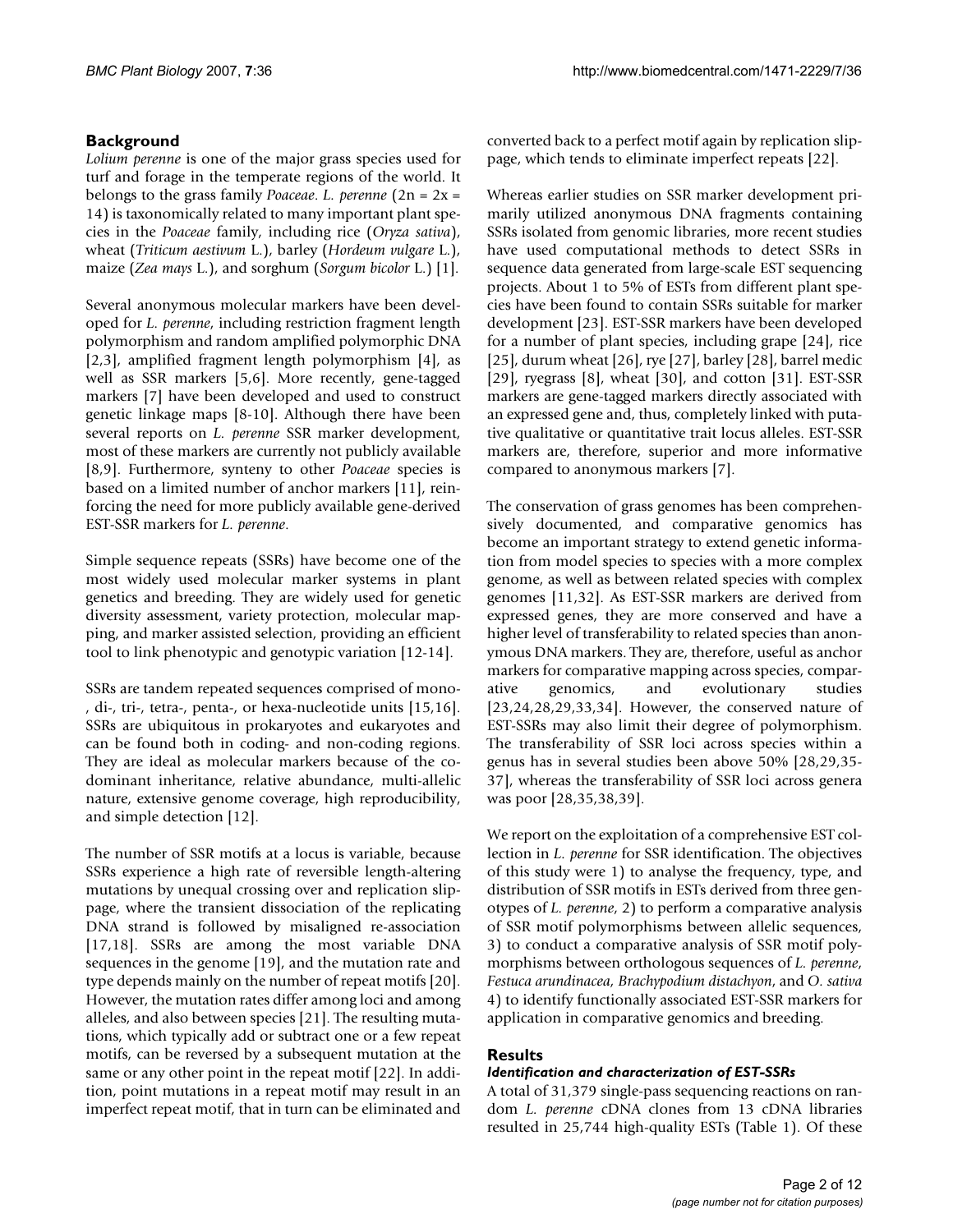## Background

*Lolium perenne* is one of the major grass species used for turf and forage in the temperate regions of the world. It belongs to the grass family *Poaceae*. *L. perenne* (2n = 2x = 14) is taxonomically related to many important plant species in the *Poaceae* family, including rice (*Oryza sativa*), wheat (*Triticum aestivum* L.), barley (*Hordeum vulgare* L.), maize (*Zea mays* L.), and sorghum (*Sorgum bicolor* L.) [1].

Several anonymous molecular markers have been developed for *L. perenne*, including restriction fragment length polymorphism and random amplified polymorphic DNA [2,3], amplified fragment length polymorphism [4], as well as SSR markers [5,6]. More recently, gene-tagged markers [7] have been developed and used to construct genetic linkage maps [8-10]. Although there have been several reports on *L. perenne* SSR marker development, most of these markers are currently not publicly available [8,9]. Furthermore, synteny to other *Poaceae* species is based on a limited number of anchor markers [11], reinforcing the need for more publicly available gene-derived EST-SSR markers for *L. perenne*.

Simple sequence repeats (SSRs) have become one of the most widely used molecular marker systems in plant genetics and breeding. They are widely used for genetic diversity assessment, variety protection, molecular mapping, and marker assisted selection, providing an efficient tool to link phenotypic and genotypic variation [12-14].

SSRs are tandem repeated sequences comprised of mono-, di-, tri-, tetra-, penta-, or hexa-nucleotide units [15,16]. SSRs are ubiquitous in prokaryotes and eukaryotes and can be found both in coding- and non-coding regions. They are ideal as molecular markers because of the co-dominant inheritance, relative abundance, multi-allelic nature, extensive genome coverage, high reproducibility, and simple detection [12].

The number of SSR motifs at a locus is variable, because SSRs experience a high rate of reversible length-altering mutations by unequal crossing over and replication slippage, where the transient dissociation of the replicating DNA strand is followed by misaligned re-association [17,18]. SSRs are among the most variable DNA sequences in the genome [19], and the mutation rate and type depends mainly on the number of repeat motifs [20]. However, the mutation rates differ among loci and among alleles, and also between species [21]. The resulting mutations, which typically add or subtract one or a few repeat motifs, can be reversed by a subsequent mutation at the same or any other point in the repeat motif [22]. In addition, point mutations in a repeat motif may result in an imperfect repeat motif, that in turn can be eliminated and converted back to a perfect motif again by replication slippage, which tends to eliminate imperfect repeats [22].

Whereas earlier studies on SSR marker development primarily utilized anonymous DNA fragments containing SSRs isolated from genomic libraries, more recent studies have used computational methods to detect SSRs in sequence data generated from large-scale EST sequencing projects. About 1 to 5% of ESTs from different plant species have been found to contain SSRs suitable for marker development [23]. EST-SSR markers have been developed for a number of plant species, including grape [24], rice [25], durum wheat [26], rye [27], barley [28], barrel medic [29], ryegrass [8], wheat [30], and cotton [31]. EST-SSR markers are gene-tagged markers directly associated with an expressed gene and, thus, completely linked with putative qualitative or quantitative trait locus alleles. EST-SSR markers are, therefore, superior and more informative compared to anonymous markers [7].

The conservation of grass genomes has been comprehensively documented, and comparative genomics has become an important strategy to extend genetic information from model species to species with a more complex genome, as well as between related species with complex genomes [11,32]. As EST-SSR markers are derived from expressed genes, they are more conserved and have a higher level of transferability to related species than anonymous DNA markers. They are, therefore, useful as anchor markers for comparative mapping across species, comparative genomics, and evolutionary studies [23,24,28,29,33,34]. However, the conserved nature of EST-SSRs may also limit their degree of polymorphism. The transferability of SSR loci across species within a genus has in several studies been above 50% [28,29,35-37], whereas the transferability of SSR loci across genera was poor [28,35,38,39].

We report on the exploitation of a comprehensive EST collection in *L. perenne* for SSR identification. The objectives of this study were 1) to analyse the frequency, type, and distribution of SSR motifs in ESTs derived from three genotypes of *L. perenne*, 2) to perform a comparative analysis of SSR motif polymorphisms between allelic sequences, 3) to conduct a comparative analysis of SSR motif polymorphisms between orthologous sequences of *L. perenne*, *Festuca arundinacea, Brachypodium distachyon*, and *O. sativa* 4) to identify functionally associated EST-SSR markers for application in comparative genomics and breeding.

## Results

### Identification and characterization of EST-SSRs

A total of 31,379 single-pass sequencing reactions on random *L. perenne* cDNA clones from 13 cDNA libraries resulted in 25,744 high-quality ESTs (Table 1). Of these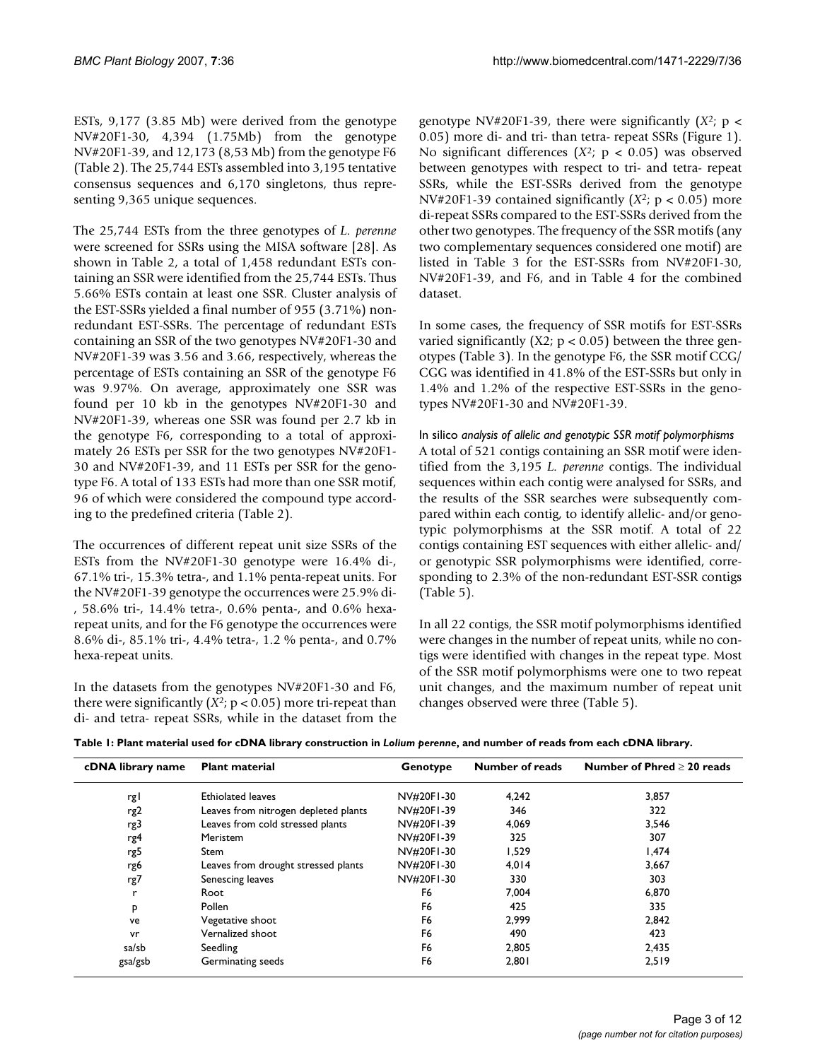ESTs, 9,177 (3.85 Mb) were derived from the genotype NV#20F1-30, 4,394 (1.75Mb) from the genotype NV#20F1-39, and 12,173 (8,53 Mb) from the genotype F6 (Table 2). The 25,744 ESTs assembled into 3,195 tentative consensus sequences and 6,170 singletons, thus representing 9,365 unique sequences.

The 25,744 ESTs from the three genotypes of *L. perenne* were screened for SSRs using the MISA software [28]. As shown in Table 2, a total of 1,458 redundant ESTs containing an SSR were identified from the 25,744 ESTs. Thus 5.66% ESTs contain at least one SSR. Cluster analysis of the EST-SSRs yielded a final number of 955 (3.71%) non-redundant EST-SSRs. The percentage of redundant ESTs containing an SSR of the two genotypes NV#20F1-30 and NV#20F1-39 was 3.56 and 3.66, respectively, whereas the percentage of ESTs containing an SSR of the genotype F6 was 9.97%. On average, approximately one SSR was found per 10 kb in the genotypes NV#20F1-30 and NV#20F1-39, whereas one SSR was found per 2.7 kb in the genotype F6, corresponding to a total of approximately 26 ESTs per SSR for the two genotypes NV#20F1-30 and NV#20F1-39, and 11 ESTs per SSR for the genotype F6. A total of 133 ESTs had more than one SSR motif, 96 of which were considered the compound type according to the predefined criteria (Table 2).

The occurrences of different repeat unit size SSRs of the ESTs from the NV#20F1-30 genotype were 16.4% di-, 67.1% tri-, 15.3% tetra-, and 1.1% penta-repeat units. For the NV#20F1-39 genotype the occurrences were 25.9% di-, 58.6% tri-, 14.4% tetra-, 0.6% penta-, and 0.6% hexa-repeat units, and for the F6 genotype the occurrences were 8.6% di-, 85.1% tri-, 4.4% tetra-, 1.2 % penta-, and 0.7% hexa-repeat units.

In the datasets from the genotypes NV#20F1-30 and F6, there were significantly ($X^2$; $p < 0.05$) more tri-repeat than di- and tetra- repeat SSRs, while in the dataset from the genotype NV#20F1-39, there were significantly ($X^2$; $p < 0.05$) more di- and tri- than tetra- repeat SSRs (Figure 1). No significant differences ($X^2$; $p < 0.05$) was observed between genotypes with respect to tri- and tetra- repeat SSRs, while the EST-SSRs derived from the genotype NV#20F1-39 contained significantly ($X^2$; $p < 0.05$) more di-repeat SSRs compared to the EST-SSRs derived from the other two genotypes. The frequency of the SSR motifs (any two complementary sequences considered one motif) are listed in Table 3 for the EST-SSRs from NV#20F1-30, NV#20F1-39, and F6, and in Table 4 for the combined dataset.

In some cases, the frequency of SSR motifs for EST-SSRs varied significantly (X2; $p < 0.05$) between the three genotypes (Table 3). In the genotype F6, the SSR motif CCG/CGG was identified in 41.8% of the EST-SSRs but only in 1.4% and 1.2% of the respective EST-SSRs in the genotypes NV#20F1-30 and NV#20F1-39.

### In silico *analysis of allelic and genotypic SSR motif polymorphisms*

A total of 521 contigs containing an SSR motif were identified from the 3,195 *L. perenne* contigs. The individual sequences within each contig were analysed for SSRs, and the results of the SSR searches were subsequently compared within each contig, to identify allelic- and/or genotypic polymorphisms at the SSR motif. A total of 22 contigs containing EST sequences with either allelic- and/or genotypic SSR polymorphisms were identified, corresponding to 2.3% of the non-redundant EST-SSR contigs (Table 5).

In all 22 contigs, the SSR motif polymorphisms identified were changes in the number of repeat units, while no contigs were identified with changes in the repeat type. Most of the SSR motif polymorphisms were one to two repeat unit changes, and the maximum number of repeat unit changes observed were three (Table 5).

**Table 1: Plant material used for cDNA library construction in *Lolium perenne*, and number of reads from each cDNA library.**

| cDNA library name | Plant material | Genotype | Number of reads | Number of Phred ≥ 20 reads |
|---|---|---|---|---|
| rg1 | Ethiolated leaves | NV#20F1-30 | 4,242 | 3,857 |
| rg2 | Leaves from nitrogen depleted plants | NV#20F1-39 | 346 | 322 |
| rg3 | Leaves from cold stressed plants | NV#20F1-39 | 4,069 | 3,546 |
| rg4 | Meristem | NV#20F1-39 | 325 | 307 |
| rg5 | Stem | NV#20F1-30 | 1,529 | 1,474 |
| rg6 | Leaves from drought stressed plants | NV#20F1-30 | 4,014 | 3,667 |
| rg7 | Senescing leaves | NV#20F1-30 | 330 | 303 |
| r | Root | F6 | 7,004 | 6,870 |
| p | Pollen | F6 | 425 | 335 |
| ve | Vegetative shoot | F6 | 2,999 | 2,842 |
| vr | Vernalized shoot | F6 | 490 | 423 |
| sa/sb | Seedling | F6 | 2,805 | 2,435 |
| gsa/gsb | Germinating seeds | F6 | 2,801 | 2,519 |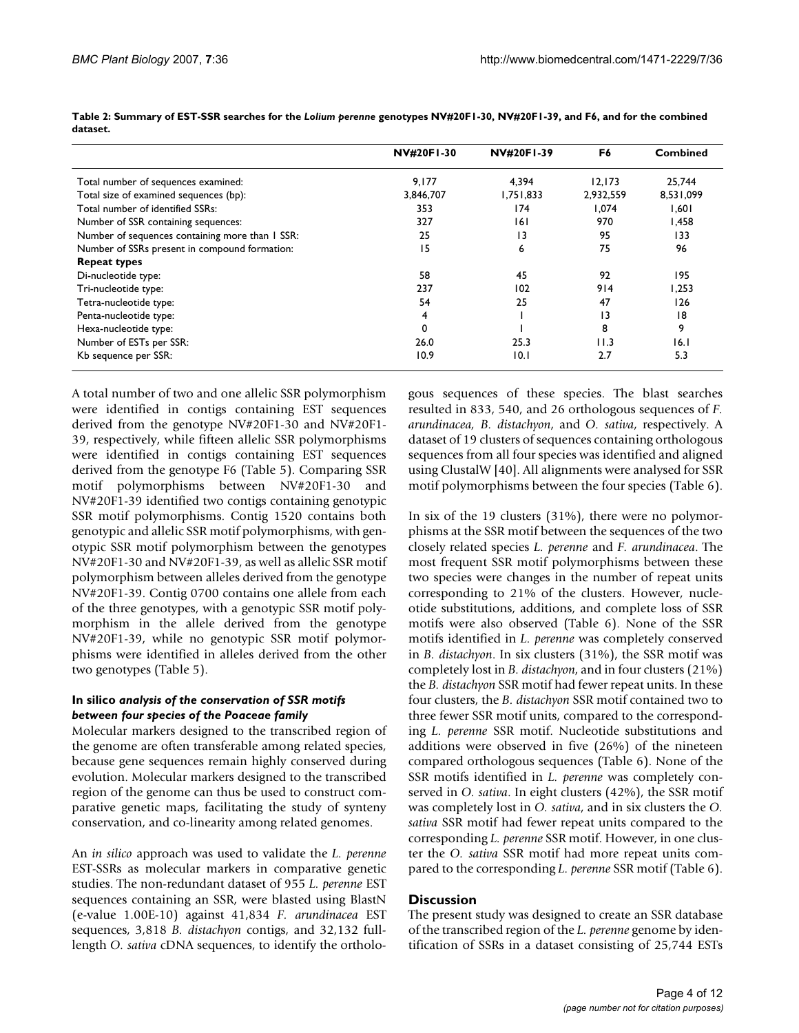**Table 2: Summary of EST-SSR searches for the *Lolium perenne* genotypes NV#20F1-30, NV#20F1-39, and F6, and for the combined dataset.**

| | NV#20F1-30 | NV#20F1-39 | F6 | Combined |
|---|---|---|---|---|
| Total number of sequences examined: | 9,177 | 4,394 | 12,173 | 25,744 |
| Total size of examined sequences (bp): | 3,846,707 | 1,751,833 | 2,932,559 | 8,531,099 |
| Total number of identified SSRs: | 353 | 174 | 1,074 | 1,601 |
| Number of SSR containing sequences: | 327 | 161 | 970 | 1,458 |
| Number of sequences containing more than 1 SSR: | 25 | 13 | 95 | 133 |
| Number of SSRs present in compound formation: | 15 | 6 | 75 | 96 |
| **Repeat types** | | | | |
| Di-nucleotide type: | 58 | 45 | 92 | 195 |
| Tri-nucleotide type: | 237 | 102 | 914 | 1,253 |
| Tetra-nucleotide type: | 54 | 25 | 47 | 126 |
| Penta-nucleotide type: | 4 | 1 | 13 | 18 |
| Hexa-nucleotide type: | 0 | 1 | 8 | 9 |
| Number of ESTs per SSR: | 26.0 | 25.3 | 11.3 | 16.1 |
| Kb sequence per SSR: | 10.9 | 10.1 | 2.7 | 5.3 |

A total number of two and one allelic SSR polymorphism were identified in contigs containing EST sequences derived from the genotype NV#20F1-30 and NV#20F1-39, respectively, while fifteen allelic SSR polymorphisms were identified in contigs containing EST sequences derived from the genotype F6 (Table 5). Comparing SSR motif polymorphisms between NV#20F1-30 and NV#20F1-39 identified two contigs containing genotypic SSR motif polymorphisms. Contig 1520 contains both genotypic and allelic SSR motif polymorphisms, with genotypic SSR motif polymorphism between the genotypes NV#20F1-30 and NV#20F1-39, as well as allelic SSR motif polymorphism between alleles derived from the genotype NV#20F1-39. Contig 0700 contains one allele from each of the three genotypes, with a genotypic SSR motif polymorphism in the allele derived from the genotype NV#20F1-39, while no genotypic SSR motif polymorphisms were identified in alleles derived from the other two genotypes (Table 5).

### *In silico analysis of the conservation of SSR motifs between four species of the Poaceae family*

Molecular markers designed to the transcribed region of the genome are often transferable among related species, because gene sequences remain highly conserved during evolution. Molecular markers designed to the transcribed region of the genome can thus be used to construct comparative genetic maps, facilitating the study of synteny conservation, and co-linearity among related genomes.

An *in silico* approach was used to validate the *L. perenne* EST-SSRs as molecular markers in comparative genetic studies. The non-redundant dataset of 955 *L. perenne* EST sequences containing an SSR, were blasted using BlastN (e-value 1.00E-10) against 41,834 *F. arundinacea* EST sequences, 3,818 *B. distachyon* contigs, and 32,132 full-length *O. sativa* cDNA sequences, to identify the orthologous sequences of these species. The blast searches resulted in 833, 540, and 26 orthologous sequences of *F. arundinacea*, *B. distachyon*, and *O. sativa*, respectively. A dataset of 19 clusters of sequences containing orthologous sequences from all four species was identified and aligned using ClustalW [40]. All alignments were analysed for SSR motif polymorphisms between the four species (Table 6).

In six of the 19 clusters (31%), there were no polymorphisms at the SSR motif between the sequences of the two closely related species *L. perenne* and *F. arundinacea*. The most frequent SSR motif polymorphisms between these two species were changes in the number of repeat units corresponding to 21% of the clusters. However, nucleotide substitutions, additions, and complete loss of SSR motifs were also observed (Table 6). None of the SSR motifs identified in *L. perenne* was completely conserved in *B. distachyon*. In six clusters (31%), the SSR motif was completely lost in *B. distachyon*, and in four clusters (21%) the *B. distachyon* SSR motif had fewer repeat units. In these four clusters, the *B. distachyon* SSR motif contained two to three fewer SSR motif units, compared to the corresponding *L. perenne* SSR motif. Nucleotide substitutions and additions were observed in five (26%) of the nineteen compared orthologous sequences (Table 6). None of the SSR motifs identified in *L. perenne* was completely conserved in *O. sativa*. In eight clusters (42%), the SSR motif was completely lost in *O. sativa*, and in six clusters the *O. sativa* SSR motif had fewer repeat units compared to the corresponding *L. perenne* SSR motif. However, in one cluster the *O. sativa* SSR motif had more repeat units compared to the corresponding *L. perenne* SSR motif (Table 6).

## Discussion

The present study was designed to create an SSR database of the transcribed region of the *L. perenne* genome by identification of SSRs in a dataset consisting of 25,744 ESTs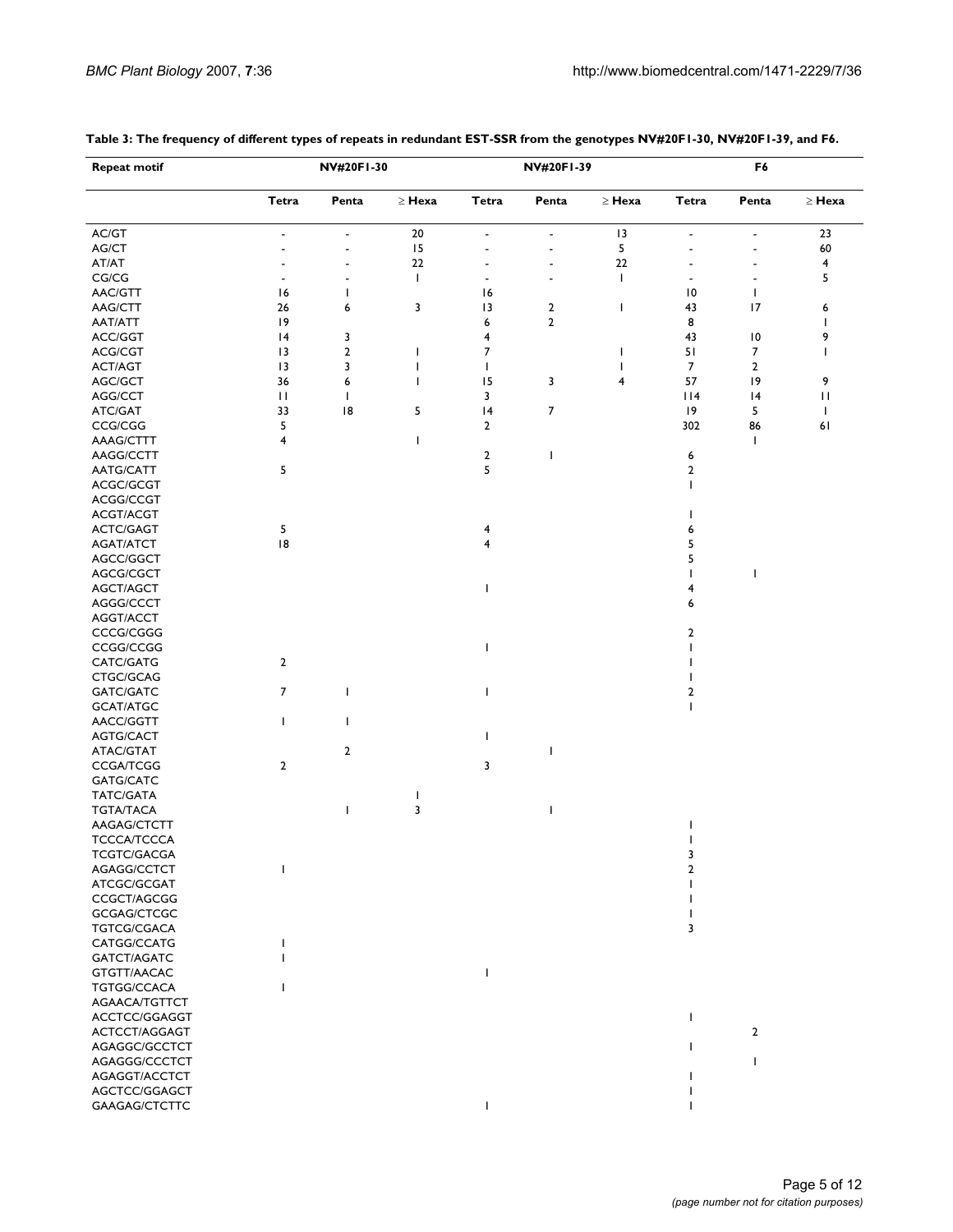**Table 3: The frequency of different types of repeats in redundant EST-SSR from the genotypes NV#20F1-30, NV#20F1-39, and F6.**

| Repeat motif | NV#20F1-30 | | | NV#20F1-39 | | | F6 | | |
|---|---|---|---|---|---|---|---|---|---|
| | Tetra | Penta | ≥ Hexa | Tetra | Penta | ≥ Hexa | Tetra | Penta | ≥ Hexa |
| AC/GT | - | - | 20 | - | - | 13 | - | - | 23 |
| AG/CT | - | - | 15 | - | - | 5 | - | - | 60 |
| AT/AT | - | - | 22 | - | - | 22 | - | - | 4 |
| CG/CG | - | - | 1 | - | - | 1 | - | - | 5 |
| AAC/GTT | 16 | 1 | | 16 | | | 10 | 1 | |
| AAG/CTT | 26 | 6 | 3 | 13 | 2 | 1 | 43 | 17 | 6 |
| AAT/ATT | 19 | | | 6 | 2 | | 8 | | 1 |
| ACC/GGT | 14 | 3 | | 4 | | | 43 | 10 | 9 |
| ACG/CGT | 13 | 2 | 1 | 7 | | 1 | 51 | 7 | 1 |
| ACT/AGT | 13 | 3 | 1 | 1 | | 1 | 7 | 2 | |
| AGC/GCT | 36 | 6 | 1 | 15 | 3 | 4 | 57 | 19 | 9 |
| AGG/CCT | 11 | 1 | | 3 | | | 114 | 14 | 11 |
| ATC/GAT | 33 | 18 | 5 | 14 | 7 | | 19 | 5 | 1 |
| CCG/CGG | 5 | | | 2 | | | 302 | 86 | 61 |
| AAAG/CTTT | 4 | | 1 | | | | | 1 | |
| AAGG/CCTT | | | | 2 | 1 | | 6 | | |
| AATG/CATT | 5 | | | 5 | | | 2 | | |
| ACGC/GCGT | | | | | | | 1 | | |
| ACGG/CCGT | | | | | | | | | |
| ACGT/ACGT | | | | | | | 1 | | |
| ACTC/GAGT | 5 | | | 4 | | | 6 | | |
| AGAT/ATCT | 18 | | | 4 | | | 5 | | |
| AGCC/GGCT | | | | | | | 5 | | |
| AGCG/CGCT | | | | | | | 1 | 1 | |
| AGCT/AGCT | | | | 1 | | | 4 | | |
| AGGG/CCCT | | | | | | | 6 | | |
| AGGT/ACCT | | | | | | | | | |
| CCCG/CGGG | | | | | | | 2 | | |
| CCGG/CCGG | | | | 1 | | | 1 | | |
| CATC/GATG | 2 | | | | | | 1 | | |
| CTGC/GCAG | | | | | | | 1 | | |
| GATC/GATC | 7 | 1 | | 1 | | | 2 | | |
| GCAT/ATGC | | | | | | | 1 | | |
| AACC/GGTT | 1 | 1 | | | | | | | |
| AGTG/CACT | | | | 1 | | | | | |
| ATAC/GTAT | | 2 | | | 1 | | | | |
| CCGA/TCGG | 2 | | | 3 | | | | | |
| GATG/CATC | | | | | | | | | |
| TATC/GATA | | | 1 | | | | | | |
| TGTA/TACA | | 1 | 3 | | 1 | | | | |
| AAGAG/CTCTT | | | | | | | 1 | | |
| TCCCA/TCCCA | | | | | | | 1 | | |
| TCGTC/GACGA | | | | | | | 3 | | |
| AGAGG/CCTCT | 1 | | | | | | 2 | | |
| ATCGC/GCGAT | | | | | | | 1 | | |
| CCGCT/AGCGG | | | | | | | 1 | | |
| GCGAG/CTCGC | | | | | | | 1 | | |
| TGTCG/CGACA | | | | | | | 3 | | |
| CATGG/CCATG | 1 | | | | | | | | |
| GATCT/AGATC | 1 | | | | | | | | |
| GTGTT/AACAC | | | | 1 | | | | | |
| TGTGG/CCACA | 1 | | | | | | | | |
| AGAACA/TGTTCT | | | | | | | | | |
| ACCTCC/GGAGGT | | | | | | | 1 | | |
| ACTCCT/AGGAGT | | | | | | | | 2 | |
| AGAGGC/GCCTCT | | | | | | | 1 | | |
| AGAGGG/CCCTCT | | | | | | | | 1 | |
| AGAGGT/ACCTCT | | | | | | | 1 | | |
| AGCTCC/GGAGCT | | | | | | | 1 | | |
| GAAGAG/CTCTTC | | | | 1 | | | 1 | | |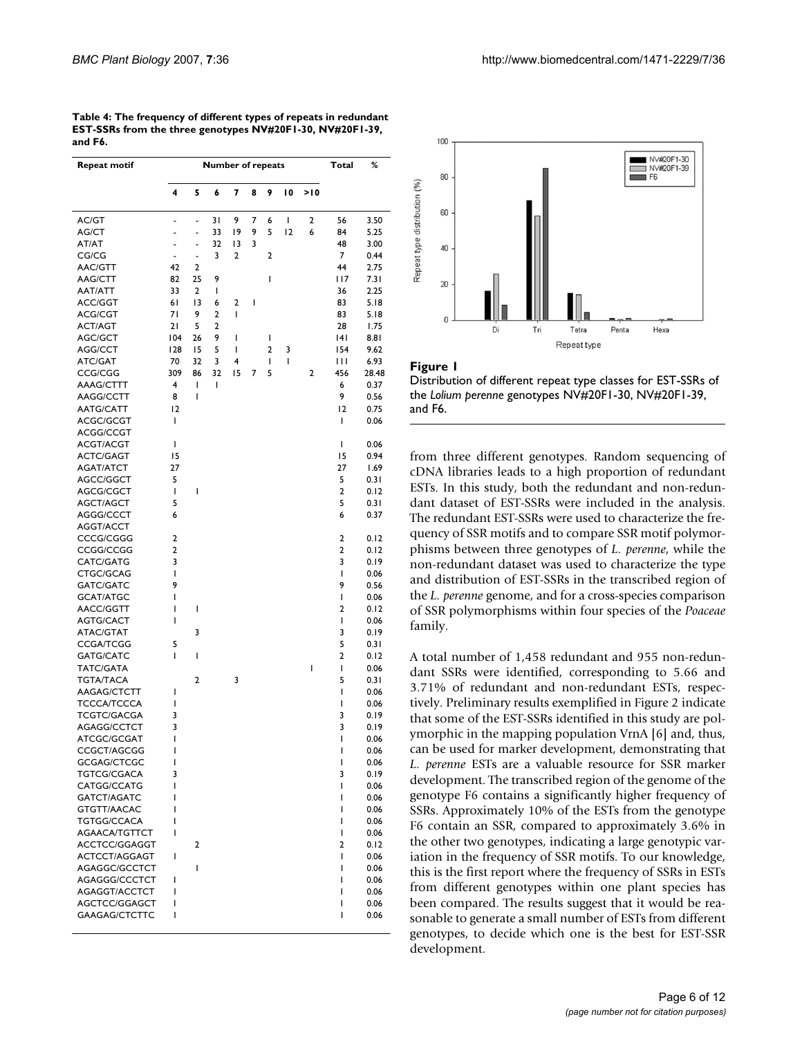**Table 4: The frequency of different types of repeats in redundant EST-SSRs from the three genotypes NV#20F1-30, NV#20F1-39, and F6.**

| Repeat motif | Number of repeats | | | | | | | | Total | % |
|---|---|---|---|---|---|---|---|---|---|---|
| | 4 | 5 | 6 | 7 | 8 | 9 | 10 | >10 | | |
| AC/GT | - | - | 31 | 9 | 7 | 6 | 1 | 2 | 56 | 3.50 |
| AG/CT | - | - | 33 | 19 | 9 | 5 | 12 | 6 | 84 | 5.25 |
| AT/AT | - | - | 32 | 13 | 3 | | | | 48 | 3.00 |
| CG/CG | - | - | 3 | 2 | | 2 | | | 7 | 0.44 |
| AAC/GTT | 42 | 2 | | | | | | | 44 | 2.75 |
| AAG/CTT | 82 | 25 | 9 | | | 1 | | | 117 | 7.31 |
| AAT/ATT | 33 | 2 | 1 | | | | | | 36 | 2.25 |
| ACC/GGT | 61 | 13 | 6 | 2 | 1 | | | | 83 | 5.18 |
| ACG/CGT | 71 | 9 | 2 | 1 | | | | | 83 | 5.18 |
| ACT/AGT | 21 | 5 | 2 | | | | | | 28 | 1.75 |
| AGC/GCT | 104 | 26 | 9 | 1 | | 1 | | | 141 | 8.81 |
| AGG/CCT | 128 | 15 | 5 | 1 | | 2 | 3 | | 154 | 9.62 |
| ATC/GAT | 70 | 32 | 3 | 4 | | 1 | 1 | | 111 | 6.93 |
| CCG/CGG | 309 | 86 | 32 | 15 | 7 | 5 | | 2 | 456 | 28.48 |
| AAAG/CTTT | 4 | 1 | 1 | | | | | | 6 | 0.37 |
| AAGG/CCTT | 8 | 1 | | | | | | | 9 | 0.56 |
| AATG/CATT | 12 | | | | | | | | 12 | 0.75 |
| ACGC/GCGT | 1 | | | | | | | | 1 | 0.06 |
| ACGG/CCGT | | | | | | | | | | |
| ACGT/ACGT | 1 | | | | | | | | 1 | 0.06 |
| ACTC/GAGT | 15 | | | | | | | | 15 | 0.94 |
| AGAT/ATCT | 27 | | | | | | | | 27 | 1.69 |
| AGCC/GGCT | 5 | | | | | | | | 5 | 0.31 |
| AGCG/CGCT | 1 | 1 | | | | | | | 2 | 0.12 |
| AGCT/AGCT | 5 | | | | | | | | 5 | 0.31 |
| AGGG/CCCT | 6 | | | | | | | | 6 | 0.37 |
| AGGT/ACCT | | | | | | | | | | |
| CCCG/CGGG | 2 | | | | | | | | 2 | 0.12 |
| CCGG/CCGG | 2 | | | | | | | | 2 | 0.12 |
| CATC/GATG | 3 | | | | | | | | 3 | 0.19 |
| CTGC/GCAG | 1 | | | | | | | | 1 | 0.06 |
| GATC/GATC | 9 | | | | | | | | 9 | 0.56 |
| GCAT/ATGC | 1 | | | | | | | | 1 | 0.06 |
| AACC/GGTT | 1 | 1 | | | | | | | 2 | 0.12 |
| AGTG/CACT | 1 | | | | | | | | 1 | 0.06 |
| ATAC/GTAT | | 3 | | | | | | | 3 | 0.19 |
| CCGA/TCGG | 5 | | | | | | | | 5 | 0.31 |
| GATG/CATC | 1 | 1 | | | | | | | 2 | 0.12 |
| TATC/GATA | | | | | | | | 1 | 1 | 0.06 |
| TGTA/TACA | | 2 | | 3 | | | | | 5 | 0.31 |
| AAGAG/CTCTT | 1 | | | | | | | | 1 | 0.06 |
| TCCCA/TCCCA | 1 | | | | | | | | 1 | 0.06 |
| TCGTC/GACGA | 3 | | | | | | | | 3 | 0.19 |
| AGAGG/CCTCT | 3 | | | | | | | | 3 | 0.19 |
| ATCGC/GCGAT | 1 | | | | | | | | 1 | 0.06 |
| CCGCT/AGCGG | 1 | | | | | | | | 1 | 0.06 |
| GCGAG/CTCGC | 1 | | | | | | | | 1 | 0.06 |
| TGTCG/CGACA | 3 | | | | | | | | 3 | 0.19 |
| CATGG/CCATG | 1 | | | | | | | | 1 | 0.06 |
| GATCT/AGATC | 1 | | | | | | | | 1 | 0.06 |
| GTGTT/AACAC | 1 | | | | | | | | 1 | 0.06 |
| TGTGG/CCACA | 1 | | | | | | | | 1 | 0.06 |
| AGAACA/TGTTCT | 1 | | | | | | | | 1 | 0.06 |
| ACCTCC/GGAGGT | | 2 | | | | | | | 2 | 0.12 |
| ACTCCT/AGGAGT | 1 | | | | | | | | 1 | 0.06 |
| AGAGGC/GCCTCT | | 1 | | | | | | | 1 | 0.06 |
| AGAGGG/CCCTCT | 1 | | | | | | | | 1 | 0.06 |
| AGAGGT/ACCTCT | 1 | | | | | | | | 1 | 0.06 |
| AGCTCC/GGAGCT | 1 | | | | | | | | 1 | 0.06 |
| GAAGAG/CTCTTC | 1 | | | | | | | | 1 | 0.06 |

**Figure 1**
Distribution of different repeat type classes for EST-SSRs of the *Lolium perenne* genotypes NV#20F1-30, NV#20F1-39, and F6.

from three different genotypes. Random sequencing of cDNA libraries leads to a high proportion of redundant ESTs. In this study, both the redundant and non-redundant dataset of EST-SSRs were included in the analysis. The redundant EST-SSRs were used to characterize the frequency of SSR motifs and to compare SSR motif polymorphisms between three genotypes of *L. perenne*, while the non-redundant dataset was used to characterize the type and distribution of EST-SSRs in the transcribed region of the *L. perenne* genome, and for a cross-species comparison of SSR polymorphisms within four species of the *Poaceae* family.

A total number of 1,458 redundant and 955 non-redundant SSRs were identified, corresponding to 5.66 and 3.71% of redundant and non-redundant ESTs, respectively. Preliminary results exemplified in Figure 2 indicate that some of the EST-SSRs identified in this study are polymorphic in the mapping population VrnA [6] and, thus, can be used for marker development, demonstrating that *L. perenne* ESTs are a valuable resource for SSR marker development. The transcribed region of the genome of the genotype F6 contains a significantly higher frequency of SSRs. Approximately 10% of the ESTs from the genotype F6 contain an SSR, compared to approximately 3.6% in the other two genotypes, indicating a large genotypic variation in the frequency of SSR motifs. To our knowledge, this is the first report where the frequency of SSRs in ESTs from different genotypes within one plant species has been compared. The results suggest that it would be reasonable to generate a small number of ESTs from different genotypes, to decide which one is the best for EST-SSR development.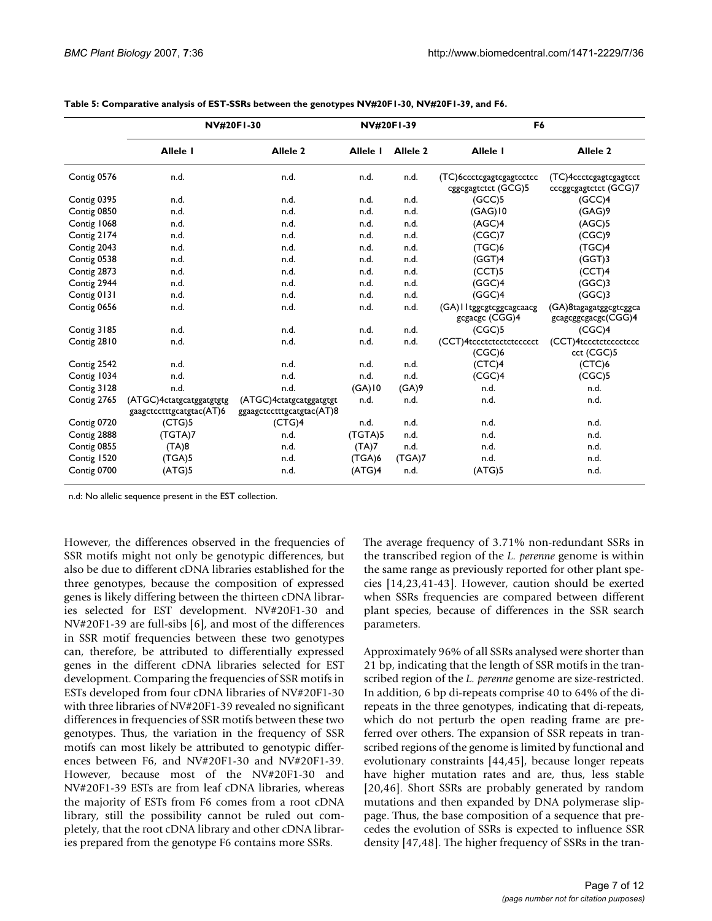**Table 5: Comparative analysis of EST-SSRs between the genotypes NV#20F1-30, NV#20F1-39, and F6.**

| | NV#20F1-30 | | NV#20F1-39 | | F6 | |
|---|---|---|---|---|---|---|
| | Allele 1 | Allele 2 | Allele 1 | Allele 2 | Allele 1 | Allele 2 |
| Contig 0576 | n.d. | n.d. | n.d. | n.d. | (TC)6ccctcgagtcgagtcctcc cggcgagtctct (GCG)5 | (TC)4ccctcgagtcgagtcct cccggcgagtctct (GCG)7 |
| Contig 0395 | n.d. | n.d. | n.d. | n.d. | (GCC)5 | (GCC)4 |
| Contig 0850 | n.d. | n.d. | n.d. | n.d. | (GAG)10 | (GAG)9 |
| Contig 1068 | n.d. | n.d. | n.d. | n.d. | (AGC)4 | (AGC)5 |
| Contig 2174 | n.d. | n.d. | n.d. | n.d. | (CGC)7 | (CGC)9 |
| Contig 2043 | n.d. | n.d. | n.d. | n.d. | (TGC)6 | (TGC)4 |
| Contig 0538 | n.d. | n.d. | n.d. | n.d. | (GGT)4 | (GGT)3 |
| Contig 2873 | n.d. | n.d. | n.d. | n.d. | (CCT)5 | (CCT)4 |
| Contig 2944 | n.d. | n.d. | n.d. | n.d. | (GGC)4 | (GGC)3 |
| Contig 0131 | n.d. | n.d. | n.d. | n.d. | (GGC)4 | (GGC)3 |
| Contig 0656 | n.d. | n.d. | n.d. | n.d. | (GA)11tggcgtcggcagcaacg gcgacgc (CGG)4 | (GA)8tagagatggcgtcggca gcagcggcgacgc(CGG)4 |
| Contig 3185 | n.d. | n.d. | n.d. | n.d. | (CGC)5 | (CGC)4 |
| Contig 2810 | n.d. | n.d. | n.d. | n.d. | (CCT)4tccctctcctctccccct (CGC)6 | (CCT)4tccctctcccctccc cct (CGC)5 |
| Contig 2542 | n.d. | n.d. | n.d. | n.d. | (CTC)4 | (CTC)6 |
| Contig 1034 | n.d. | n.d. | n.d. | n.d. | (CGC)4 | (CGC)5 |
| Contig 3128 | n.d. | n.d. | (GA)10 | (GA)9 | n.d. | n.d. |
| Contig 2765 | (ATGC)4ctatgcatggatgtgtg gaagctcctttgcatgtac(AT)6 | (ATGC)4ctatgcatggatgtgt ggaagctcctttgcatgtac(AT)8 | n.d. | n.d. | n.d. | n.d. |
| Contig 0720 | (CTG)5 | (CTG)4 | n.d. | n.d. | n.d. | n.d. |
| Contig 2888 | (TGTA)7 | n.d. | (TGTA)5 | n.d. | n.d. | n.d. |
| Contig 0855 | (TA)8 | n.d. | (TA)7 | n.d. | n.d. | n.d. |
| Contig 1520 | (TGA)5 | n.d. | (TGA)6 | (TGA)7 | n.d. | n.d. |
| Contig 0700 | (ATG)5 | n.d. | (ATG)4 | n.d. | (ATG)5 | n.d. |

n.d: No allelic sequence present in the EST collection.

However, the differences observed in the frequencies of SSR motifs might not only be genotypic differences, but also be due to different cDNA libraries established for the three genotypes, because the composition of expressed genes is likely differing between the thirteen cDNA libraries selected for EST development. NV#20F1-30 and NV#20F1-39 are full-sibs [6], and most of the differences in SSR motif frequencies between these two genotypes can, therefore, be attributed to differentially expressed genes in the different cDNA libraries selected for EST development. Comparing the frequencies of SSR motifs in ESTs developed from four cDNA libraries of NV#20F1-30 with three libraries of NV#20F1-39 revealed no significant differences in frequencies of SSR motifs between these two genotypes. Thus, the variation in the frequency of SSR motifs can most likely be attributed to genotypic differences between F6, and NV#20F1-30 and NV#20F1-39. However, because most of the NV#20F1-30 and NV#20F1-39 ESTs are from leaf cDNA libraries, whereas the majority of ESTs from F6 comes from a root cDNA library, still the possibility cannot be ruled out completely, that the root cDNA library and other cDNA libraries prepared from the genotype F6 contains more SSRs.

The average frequency of 3.71% non-redundant SSRs in the transcribed region of the *L. perenne* genome is within the same range as previously reported for other plant species [14,23,41-43]. However, caution should be exerted when SSRs frequencies are compared between different plant species, because of differences in the SSR search parameters.

Approximately 96% of all SSRs analysed were shorter than 21 bp, indicating that the length of SSR motifs in the transcribed region of the *L. perenne* genome are size-restricted. In addition, 6 bp di-repeats comprise 40 to 64% of the di-repeats in the three genotypes, indicating that di-repeats, which do not perturb the open reading frame are preferred over others. The expansion of SSR repeats in transcribed regions of the genome is limited by functional and evolutionary constraints [44,45], because longer repeats have higher mutation rates and are, thus, less stable [20,46]. Short SSRs are probably generated by random mutations and then expanded by DNA polymerase slippage. Thus, the base composition of a sequence that precedes the evolution of SSRs is expected to influence SSR density [47,48]. The higher frequency of SSRs in the tran-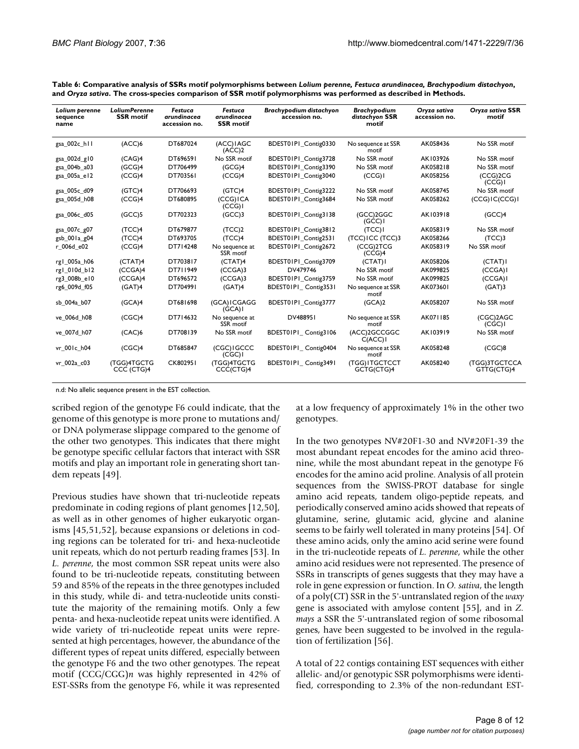**Table 6: Comparative analysis of SSRs motif polymorphisms between *Lolium perenne*, *Festuca arundinacea*, *Brachypodium distachyon*, and *Oryza sativa*. The cross-species comparison of SSR motif polymorphisms was performed as described in Methods.**

| *Lolium perenne* sequence name | *LoliumPerenne* SSR motif | *Festuca arundinacea* accession no. | *Festuca arundinacea* SSR motif | *Brachypodium distachyon* accession no. | *Brachypodium distachyon* SSR motif | *Oryza sativa* accession no. | *Oryza sativa* SSR motif |
|---|---|---|---|---|---|---|---|
| gsa_002c_h11 | (ACC)6 | DT687024 | (ACC)1AGC (ACC)2 | BDEST01P1_Contig0330 | No sequence at SSR motif | AK058436 | No SSR motif |
| gsa_002d_g10 | (CAG)4 | DT696591 | No SSR motif | BDEST01P1_Contig3728 | No SSR motif | AK103926 | No SSR motif |
| gsa_004b_a03 | (GCG)4 | DT706499 | (GCG)4 | BDEST01P1_Contig3390 | No SSR motif | AK058218 | No SSR motif |
| gsa_005a_e12 | (CCG)4 | DT703561 | (CCG)4 | BDEST01P1_Contig3040 | (CCG)1 | AK058256 | (CCG)2CG (CCG)1 |
| gsa_005c_d09 | (GTC)4 | DT706693 | (GTC)4 | BDEST01P1_Contig3222 | No SSR motif | AK058745 | No SSR motif |
| gsa_005d_h08 | (CCG)4 | DT680895 | (CCG)1CA (CCG)1 | BDEST01P1_Contig3684 | No SSR motif | AK058262 | (CCG)1C(CCG)1 |
| gsa_006c_d05 | (GCC)5 | DT702323 | (GCC)3 | BDEST01P1_Contig3138 | (GCC)2GGC (GCC)1 | AK103918 | (GCC)4 |
| gsa_007c_g07 | (TCC)4 | DT679877 | (TCC)2 | BDEST01P1_Contig3812 | (TCC)1 | AK058319 | No SSR motif |
| gsb_001a_g04 | (TCC)4 | DT693705 | (TCC)4 | BDEST01P1_Contig2531 | (TCC)1CC (TCC)3 | AK058266 | (TCC)3 |
| r_006d_e02 | (CCG)4 | DT714248 | No sequence at SSR motif | BDEST01P1_Contig2672 | (CCG)2TCG (CCG)4 | AK058319 | No SSR motif |
| rg1_005a_h06 | (CTAT)4 | DT703817 | (CTAT)4 | BDEST01P1_Contig3709 | (CTAT)1 | AK058206 | (CTAT)1 |
| rg1_010d_b12 | (CCGA)4 | DT711949 | (CCGA)3 | DV479746 | No SSR motif | AK099825 | (CCGA)1 |
| rg3_008b_e10 | (CCGA)4 | DT696572 | (CCGA)3 | BDEST01P1_Contig3759 | No SSR motif | AK099825 | (CCGA)1 |
| rg6_009d_f05 | (GAT)4 | DT704991 | (GAT)4 | BDEST01P1_ Contig3531 | No sequence at SSR motif | AK073601 | (GAT)3 |
| sb_004a_b07 | (GCA)4 | DT681698 | (GCA)1CGAGG (GCA)1 | BDEST01P1_Contig3777 | (GCA)2 | AK058207 | No SSR motif |
| ve_006d_h08 | (CGC)4 | DT714632 | No sequence at SSR motif | DV488951 | No sequence at SSR motif | AK071185 | (CGC)2AGC (CGC)1 |
| ve_007d_h07 | (CAC)6 | DT708139 | No SSR motif | BDEST01P1_ Contig3106 | (ACC)2GCCGGC C(ACC)1 | AK103919 | No SSR motif |
| vr_001c_h04 | (CGC)4 | DT685847 | (CGC)1GCCC (CGC)1 | BDEST01P1_ Contig0404 | No sequence at SSR motif | AK058248 | (CGC)8 |
| vr_002a_c03 | (TGG)4TGCTG CCC (CTG)4 | CK802951 | (TGG)4TGCTG CCC(CTG)4 | BDEST01P1_ Contig3491 | (TGG)1TGCTCCT GCTG(CTG)4 | AK058240 | (TGG)3TGCTCCA GTTG(CTG)4 |

n.d: No allelic sequence present in the EST collection.

scribed region of the genotype F6 could indicate, that the genome of this genotype is more prone to mutations and/or DNA polymerase slippage compared to the genome of the other two genotypes. This indicates that there might be genotype specific cellular factors that interact with SSR motifs and play an important role in generating short tandem repeats [49].

Previous studies have shown that tri-nucleotide repeats predominate in coding regions of plant genomes [12,50], as well as in other genomes of higher eukaryotic organisms [45,51,52], because expansions or deletions in coding regions can be tolerated for tri- and hexa-nucleotide unit repeats, which do not perturb reading frames [53]. In *L. perenne*, the most common SSR repeat units were also found to be tri-nucleotide repeats, constituting between 59 and 85% of the repeats in the three genotypes included in this study, while di- and tetra-nucleotide units constitute the majority of the remaining motifs. Only a few penta- and hexa-nucleotide repeat units were identified. A wide variety of tri-nucleotide repeat units were represented at high percentages, however, the abundance of the different types of repeat units differed, especially between the genotype F6 and the two other genotypes. The repeat motif (CCG/CGG)$n$ was highly represented in 42% of EST-SSRs from the genotype F6, while it was represented at a low frequency of approximately 1% in the other two genotypes.

In the two genotypes NV#20F1-30 and NV#20F1-39 the most abundant repeat encodes for the amino acid threonine, while the most abundant repeat in the genotype F6 encodes for the amino acid proline. Analysis of all protein sequences from the SWISS-PROT database for single amino acid repeats, tandem oligo-peptide repeats, and periodically conserved amino acids showed that repeats of glutamine, serine, glutamic acid, glycine and alanine seems to be fairly well tolerated in many proteins [54]. Of these amino acids, only the amino acid serine were found in the tri-nucleotide repeats of *L. perenne*, while the other amino acid residues were not represented. The presence of SSRs in transcripts of genes suggests that they may have a role in gene expression or function. In *O. sativa*, the length of a poly(CT) SSR in the 5'-untranslated region of the *waxy* gene is associated with amylose content [55], and in *Z. mays* a SSR the 5'-untranslated region of some ribosomal genes, have been suggested to be involved in the regulation of fertilization [56].

A total of 22 contigs containing EST sequences with either allelic- and/or genotypic SSR polymorphisms were identified, corresponding to 2.3% of the non-redundant EST-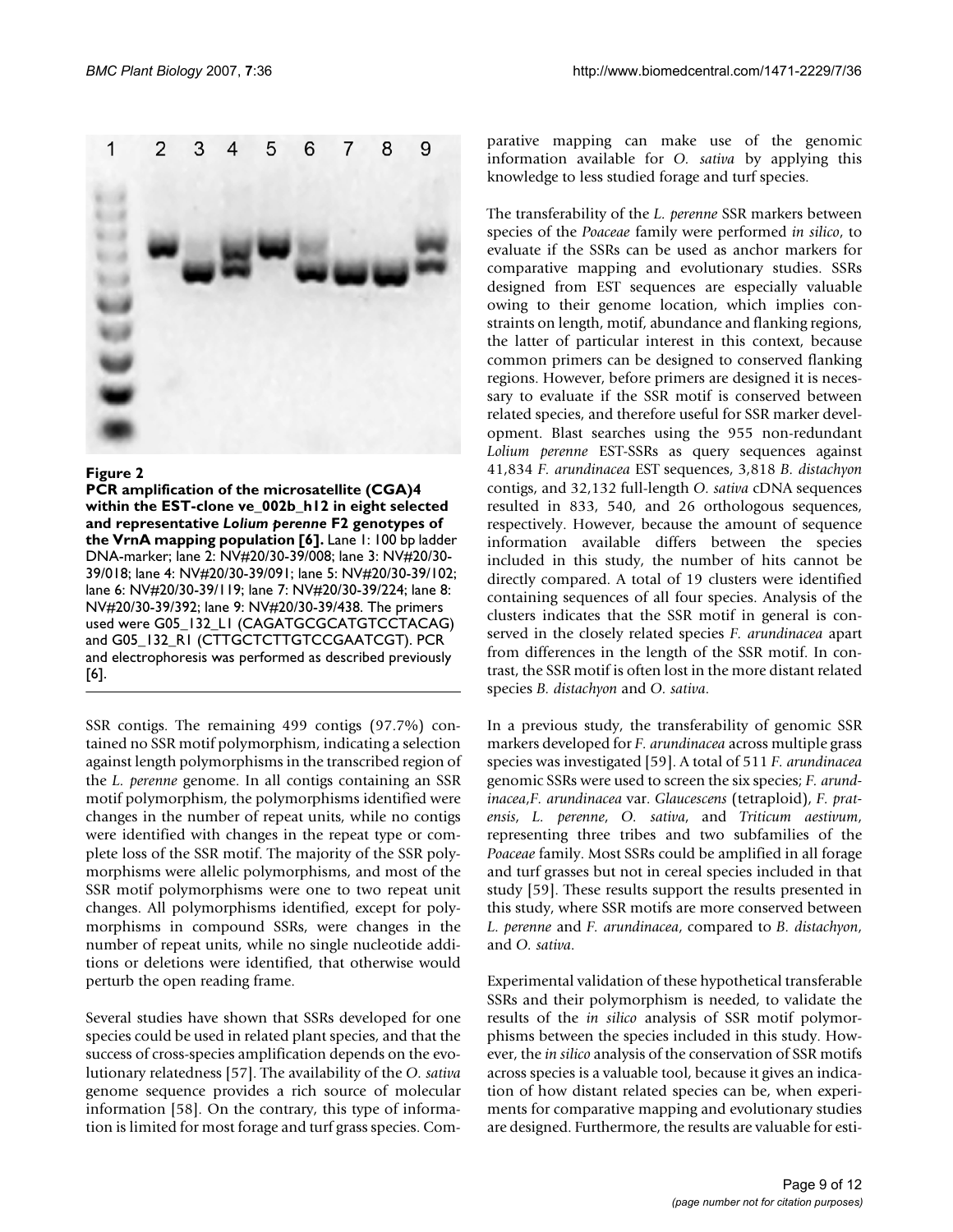**Figure 2**

**PCR amplification of the microsatellite (CGA)4 within the EST-clone ve_002b_h12 in eight selected and representative *Lolium perenne* F2 genotypes of the VrnA mapping population [6].** Lane 1: 100 bp ladder DNA-marker; lane 2: NV#20/30-39/008; lane 3: NV#20/30-39/018; lane 4: NV#20/30-39/091; lane 5: NV#20/30-39/102; lane 6: NV#20/30-39/119; lane 7: NV#20/30-39/224; lane 8: NV#20/30-39/392; lane 9: NV#20/30-39/438. The primers used were G05_132_L1 (CAGATGCGCATGTCCTACAG) and G05_132_R1 (CTTGCTCTTGTCCGAATCGT). PCR and electrophoresis was performed as described previously [6].

SSR contigs. The remaining 499 contigs (97.7%) contained no SSR motif polymorphism, indicating a selection against length polymorphisms in the transcribed region of the *L. perenne* genome. In all contigs containing an SSR motif polymorphism, the polymorphisms identified were changes in the number of repeat units, while no contigs were identified with changes in the repeat type or complete loss of the SSR motif. The majority of the SSR polymorphisms were allelic polymorphisms, and most of the SSR motif polymorphisms were one to two repeat unit changes. All polymorphisms identified, except for polymorphisms in compound SSRs, were changes in the number of repeat units, while no single nucleotide additions or deletions were identified, that otherwise would perturb the open reading frame.

Several studies have shown that SSRs developed for one species could be used in related plant species, and that the success of cross-species amplification depends on the evolutionary relatedness [57]. The availability of the *O. sativa* genome sequence provides a rich source of molecular information [58]. On the contrary, this type of information is limited for most forage and turf grass species. Comparative mapping can make use of the genomic information available for *O. sativa* by applying this knowledge to less studied forage and turf species.

The transferability of the *L. perenne* SSR markers between species of the *Poaceae* family were performed *in silico*, to evaluate if the SSRs can be used as anchor markers for comparative mapping and evolutionary studies. SSRs designed from EST sequences are especially valuable owing to their genome location, which implies constraints on length, motif, abundance and flanking regions, the latter of particular interest in this context, because common primers can be designed to conserved flanking regions. However, before primers are designed it is necessary to evaluate if the SSR motif is conserved between related species, and therefore useful for SSR marker development. Blast searches using the 955 non-redundant *Lolium perenne* EST-SSRs as query sequences against 41,834 *F. arundinacea* EST sequences, 3,818 *B. distachyon* contigs, and 32,132 full-length *O. sativa* cDNA sequences resulted in 833, 540, and 26 orthologous sequences, respectively. However, because the amount of sequence information available differs between the species included in this study, the number of hits cannot be directly compared. A total of 19 clusters were identified containing sequences of all four species. Analysis of the clusters indicates that the SSR motif in general is conserved in the closely related species *F. arundinacea* apart from differences in the length of the SSR motif. In contrast, the SSR motif is often lost in the more distant related species *B. distachyon* and *O. sativa*.

In a previous study, the transferability of genomic SSR markers developed for *F. arundinacea* across multiple grass species was investigated [59]. A total of 511 *F. arundinacea* genomic SSRs were used to screen the six species; *F. arundinacea*,*F. arundinacea* var. *Glaucescens* (tetraploid), *F. pratensis*, *L. perenne*, *O. sativa*, and *Triticum aestivum*, representing three tribes and two subfamilies of the *Poaceae* family. Most SSRs could be amplified in all forage and turf grasses but not in cereal species included in that study [59]. These results support the results presented in this study, where SSR motifs are more conserved between *L. perenne* and *F. arundinacea*, compared to *B. distachyon*, and *O. sativa*.

Experimental validation of these hypothetical transferable SSRs and their polymorphism is needed, to validate the results of the *in silico* analysis of SSR motif polymorphisms between the species included in this study. However, the *in silico* analysis of the conservation of SSR motifs across species is a valuable tool, because it gives an indication of how distant related species can be, when experiments for comparative mapping and evolutionary studies are designed. Furthermore, the results are valuable for esti-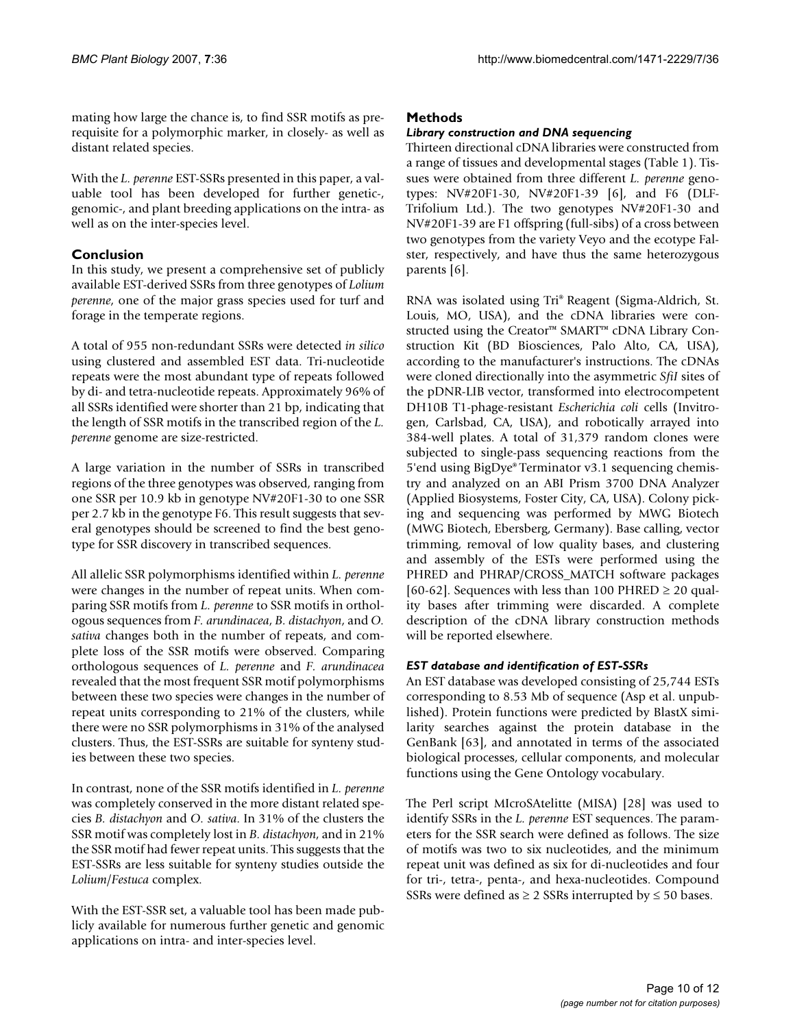mating how large the chance is, to find SSR motifs as prerequisite for a polymorphic marker, in closely- as well as distant related species.

With the *L. perenne* EST-SSRs presented in this paper, a valuable tool has been developed for further genetic-, genomic-, and plant breeding applications on the intra- as well as on the inter-species level.

## Conclusion

In this study, we present a comprehensive set of publicly available EST-derived SSRs from three genotypes of *Lolium perenne*, one of the major grass species used for turf and forage in the temperate regions.

A total of 955 non-redundant SSRs were detected *in silico* using clustered and assembled EST data. Tri-nucleotide repeats were the most abundant type of repeats followed by di- and tetra-nucleotide repeats. Approximately 96% of all SSRs identified were shorter than 21 bp, indicating that the length of SSR motifs in the transcribed region of the *L. perenne* genome are size-restricted.

A large variation in the number of SSRs in transcribed regions of the three genotypes was observed, ranging from one SSR per 10.9 kb in genotype NV#20F1-30 to one SSR per 2.7 kb in the genotype F6. This result suggests that several genotypes should be screened to find the best genotype for SSR discovery in transcribed sequences.

All allelic SSR polymorphisms identified within *L. perenne* were changes in the number of repeat units. When comparing SSR motifs from *L. perenne* to SSR motifs in orthologous sequences from *F. arundinacea*, *B. distachyon*, and *O. sativa* changes both in the number of repeats, and complete loss of the SSR motifs were observed. Comparing orthologous sequences of *L. perenne* and *F. arundinacea* revealed that the most frequent SSR motif polymorphisms between these two species were changes in the number of repeat units corresponding to 21% of the clusters, while there were no SSR polymorphisms in 31% of the analysed clusters. Thus, the EST-SSRs are suitable for synteny studies between these two species.

In contrast, none of the SSR motifs identified in *L. perenne* was completely conserved in the more distant related species *B. distachyon* and *O. sativa*. In 31% of the clusters the SSR motif was completely lost in *B. distachyon*, and in 21% the SSR motif had fewer repeat units. This suggests that the EST-SSRs are less suitable for synteny studies outside the *Lolium*/*Festuca* complex.

With the EST-SSR set, a valuable tool has been made publicly available for numerous further genetic and genomic applications on intra- and inter-species level.

## Methods

### Library construction and DNA sequencing

Thirteen directional cDNA libraries were constructed from a range of tissues and developmental stages (Table 1). Tissues were obtained from three different *L. perenne* genotypes: NV#20F1-30, NV#20F1-39 [6], and F6 (DLF-Trifolium Ltd.). The two genotypes NV#20F1-30 and NV#20F1-39 are F1 offspring (full-sibs) of a cross between two genotypes from the variety Veyo and the ecotype Falster, respectively, and have thus the same heterozygous parents [6].

RNA was isolated using Tri® Reagent (Sigma-Aldrich, St. Louis, MO, USA), and the cDNA libraries were constructed using the Creator™ SMART™ cDNA Library Construction Kit (BD Biosciences, Palo Alto, CA, USA), according to the manufacturer's instructions. The cDNAs were cloned directionally into the asymmetric *SfiI* sites of the pDNR-LIB vector, transformed into electrocompetent DH10B T1-phage-resistant *Escherichia coli* cells (Invitrogen, Carlsbad, CA, USA), and robotically arrayed into 384-well plates. A total of 31,379 random clones were subjected to single-pass sequencing reactions from the 5'end using BigDye® Terminator v3.1 sequencing chemistry and analyzed on an ABI Prism 3700 DNA Analyzer (Applied Biosystems, Foster City, CA, USA). Colony picking and sequencing was performed by MWG Biotech (MWG Biotech, Ebersberg, Germany). Base calling, vector trimming, removal of low quality bases, and clustering and assembly of the ESTs were performed using the PHRED and PHRAP/CROSS_MATCH software packages [60-62]. Sequences with less than 100 PHRED $\geq$ 20 quality bases after trimming were discarded. A complete description of the cDNA library construction methods will be reported elsewhere.

### EST database and identification of EST-SSRs

An EST database was developed consisting of 25,744 ESTs corresponding to 8.53 Mb of sequence (Asp et al. unpublished). Protein functions were predicted by BlastX similarity searches against the protein database in the GenBank [63], and annotated in terms of the associated biological processes, cellular components, and molecular functions using the Gene Ontology vocabulary.

The Perl script MIcroSAtelitte (MISA) [28] was used to identify SSRs in the *L. perenne* EST sequences. The parameters for the SSR search were defined as follows. The size of motifs was two to six nucleotides, and the minimum repeat unit was defined as six for di-nucleotides and four for tri-, tetra-, penta-, and hexa-nucleotides. Compound SSRs were defined as $\geq$ 2 SSRs interrupted by $\leq$ 50 bases.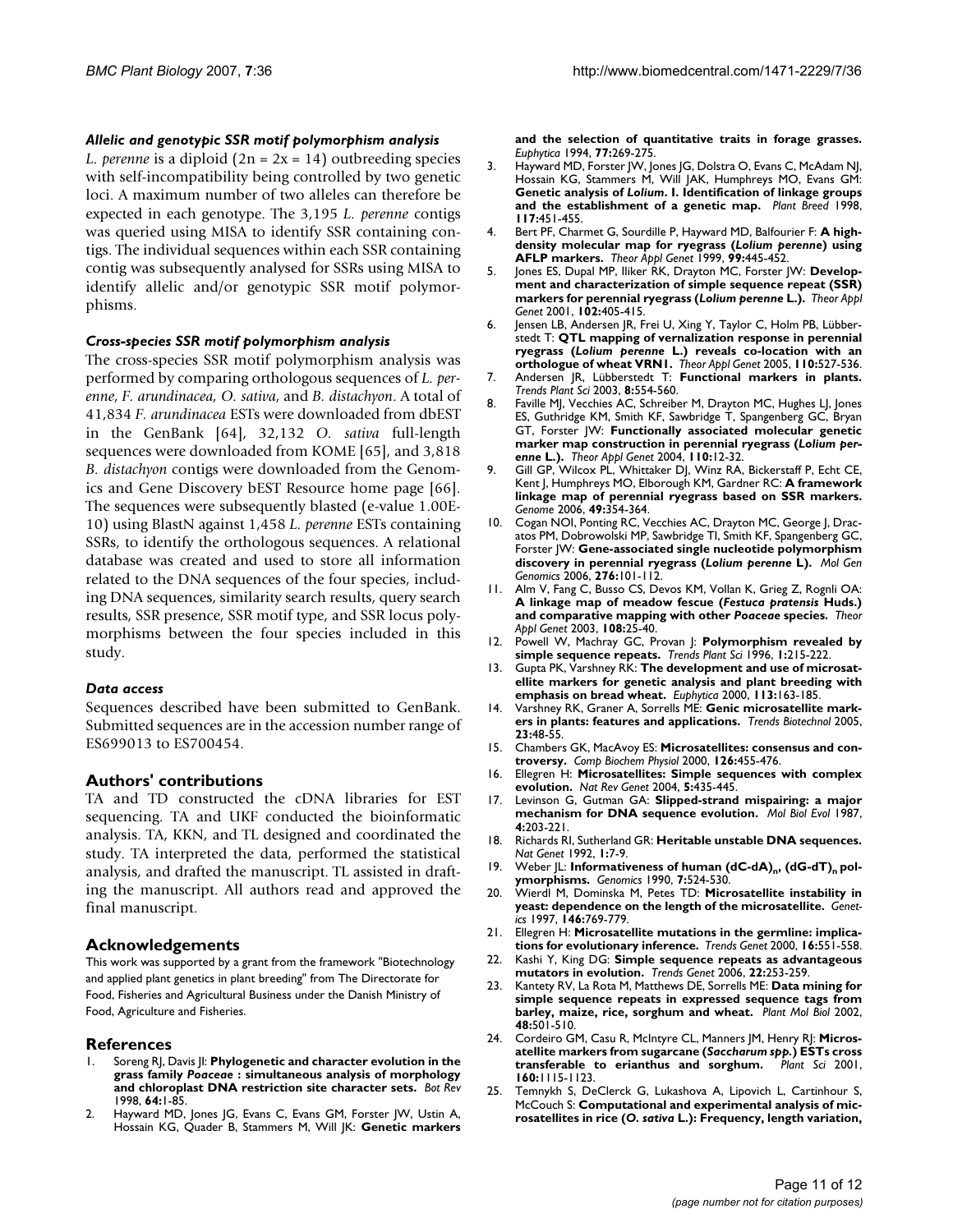### *Allelic and genotypic SSR motif polymorphism analysis*

*L. perenne* is a diploid ($2n = 2x = 14$) outbreeding species with self-incompatibility being controlled by two genetic loci. A maximum number of two alleles can therefore be expected in each genotype. The 3,195 *L. perenne* contigs was queried using MISA to identify SSR containing contigs. The individual sequences within each SSR containing contig was subsequently analysed for SSRs using MISA to identify allelic and/or genotypic SSR motif polymorphisms.

### *Cross-species SSR motif polymorphism analysis*

The cross-species SSR motif polymorphism analysis was performed by comparing orthologous sequences of *L. perenne*, *F. arundinacea*, *O. sativa*, and *B. distachyon*. A total of 41,834 *F. arundinacea* ESTs were downloaded from dbEST in the GenBank [64], 32,132 *O. sativa* full-length sequences were downloaded from KOME [65], and 3,818 *B. distachyon* contigs were downloaded from the Genomics and Gene Discovery bEST Resource home page [66]. The sequences were subsequently blasted (e-value 1.00E-10) using BlastN against 1,458 *L. perenne* ESTs containing SSRs, to identify the orthologous sequences. A relational database was created and used to store all information related to the DNA sequences of the four species, including DNA sequences, similarity search results, query search results, SSR presence, SSR motif type, and SSR locus polymorphisms between the four species included in this study.

### *Data access*

Sequences described have been submitted to GenBank. Submitted sequences are in the accession number range of ES699013 to ES700454.

## Authors' contributions

TA and TD constructed the cDNA libraries for EST sequencing. TA and UKF conducted the bioinformatic analysis. TA, KKN, and TL designed and coordinated the study. TA interpreted the data, performed the statistical analysis, and drafted the manuscript. TL assisted in drafting the manuscript. All authors read and approved the final manuscript.

## Acknowledgements

This work was supported by a grant from the framework "Biotechnology and applied plant genetics in plant breeding" from The Directorate for Food, Fisheries and Agricultural Business under the Danish Ministry of Food, Agriculture and Fisheries.

## References

1. Soreng RJ, Davis JI: **Phylogenetic and character evolution in the grass family *Poaceae* : simultaneous analysis of morphology and chloroplast DNA restriction site character sets.** *Bot Rev* 1998, **64:**1-85.
2. Hayward MD, Jones JG, Evans C, Evans GM, Forster JW, Ustin A, Hossain KG, Quader B, Stammers M, Will JK: **Genetic markers and the selection of quantitative traits in forage grasses.** *Euphytica* 1994, **77:**269-275.
3. Hayward MD, Forster JW, Jones JG, Dolstra O, Evans C, McAdam NJ, Hossain KG, Stammers M, Will JAK, Humphreys MO, Evans GM: **Genetic analysis of *Lolium*. I. Identification of linkage groups and the establishment of a genetic map.** *Plant Breed* 1998, **117:**451-455.
4. Bert PF, Charmet G, Sourdille P, Hayward MD, Balfourier F: **A high-density molecular map for ryegrass (*Lolium perenne*) using AFLP markers.** *Theor Appl Genet* 1999, **99:**445-452.
5. Jones ES, Dupal MP, Iliker RK, Drayton MC, Forster JW: **Development and characterization of simple sequence repeat (SSR) markers for perennial ryegrass (*Lolium perenne* L.).** *Theor Appl Genet* 2001, **102:**405-415.
6. Jensen LB, Andersen JR, Frei U, Xing Y, Taylor C, Holm PB, Lübberstedt T: **QTL mapping of vernalization response in perennial ryegrass (*Lolium perenne* L.) reveals co-location with an orthologue of wheat VRN1.** *Theor Appl Genet* 2005, **110:**527-536.
7. Andersen JR, Lübberstedt T: **Functional markers in plants.** *Trends Plant Sci* 2003, **8:**554-560.
8. Faville MJ, Vecchies AC, Schreiber M, Drayton MC, Hughes LJ, Jones ES, Guthridge KM, Smith KF, Sawbridge T, Spangenberg GC, Bryan GT, Forster JW: **Functionally associated molecular genetic marker map construction in perennial ryegrass (*Lolium perenne* L.).** *Theor Appl Genet* 2004, **110:**12-32.
9. Gill GP, Wilcox PL, Whittaker DJ, Winz RA, Bickerstaff P, Echt CE, Kent J, Humphreys MO, Elborough KM, Gardner RC: **A framework linkage map of perennial ryegrass based on SSR markers.** *Genome* 2006, **49:**354-364.
10. Cogan NOI, Ponting RC, Vecchies AC, Drayton MC, George J, Dracatos PM, Dobrowolski MP, Sawbridge TI, Smith KF, Spangenberg GC, Forster JW: **Gene-associated single nucleotide polymorphism discovery in perennial ryegrass (*Lolium perenne* L).** *Mol Gen Genomics* 2006, **276:**101-112.
11. Alm V, Fang C, Busso CS, Devos KM, Vollan K, Grieg Z, Rognli OA: **A linkage map of meadow fescue (*Festuca pratensis* Huds.) and comparative mapping with other *Poaceae* species.** *Theor Appl Genet* 2003, **108:**25-40.
12. Powell W, Machray GC, Provan J: **Polymorphism revealed by simple sequence repeats.** *Trends Plant Sci* 1996, **1:**215-222.
13. Gupta PK, Varshney RK: **The development and use of microsatellite markers for genetic analysis and plant breeding with emphasis on bread wheat.** *Euphytica* 2000, **113:**163-185.
14. Varshney RK, Graner A, Sorrells ME: **Genic microsatellite markers in plants: features and applications.** *Trends Biotechnol* 2005, **23:**48-55.
15. Chambers GK, MacAvoy ES: **Microsatellites: consensus and controversy.** *Comp Biochem Physiol* 2000, **126:**455-476.
16. Ellegren H: **Microsatellites: Simple sequences with complex evolution.** *Nat Rev Genet* 2004, **5:**435-445.
17. Levinson G, Gutman GA: **Slipped-strand mispairing: a major mechanism for DNA sequence evolution.** *Mol Biol Evol* 1987, **4:**203-221.
18. Richards RI, Sutherland GR: **Heritable unstable DNA sequences.** *Nat Genet* 1992, **1:**7-9.
19. Weber JL: **Informativeness of human $(dC\text{-}dA)_n$, $(dG\text{-}dT)_n$ polymorphisms.** *Genomics* 1990, **7:**524-530.
20. Wierdl M, Dominska M, Petes TD: **Microsatellite instability in yeast: dependence on the length of the microsatellite.** *Genetics* 1997, **146:**769-779.
21. Ellegren H: **Microsatellite mutations in the germline: implications for evolutionary inference.** *Trends Genet* 2000, **16:**551-558.
22. Kashi Y, King DG: **Simple sequence repeats as advantageous mutators in evolution.** *Trends Genet* 2006, **22:**253-259.
23. Kantety RV, La Rota M, Matthews DE, Sorrells ME: **Data mining for simple sequence repeats in expressed sequence tags from barley, maize, rice, sorghum and wheat.** *Plant Mol Biol* 2002, **48:**501-510.
24. Cordeiro GM, Casu R, McIntyre CL, Manners JM, Henry RJ: **Microsatellite markers from sugarcane (*Saccharum spp.*) ESTs cross transferable to erianthus and sorghum.** *Plant Sci* 2001, **160:**1115-1123.
25. Temnykh S, DeClerck G, Lukashova A, Lipovich L, Cartinhour S, McCouch S: **Computational and experimental analysis of microsatellites in rice (*O. sativa* L.): Frequency, length variation,**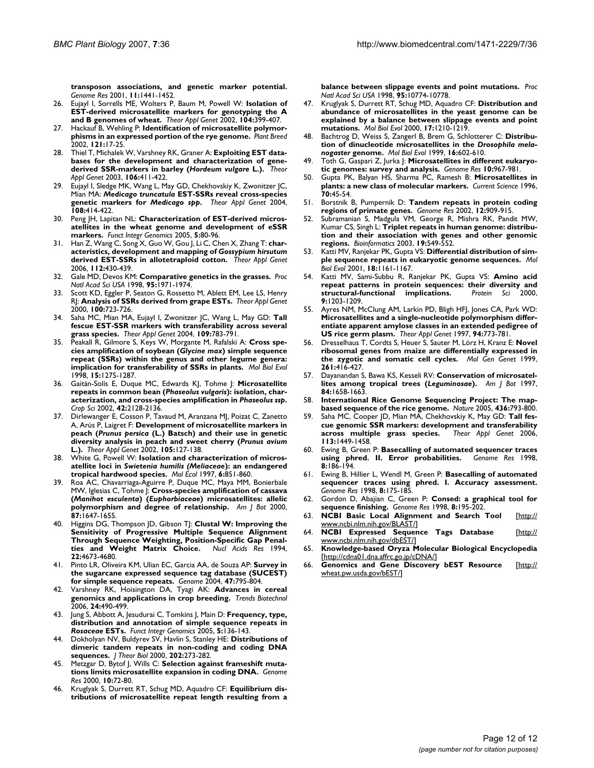**transposon associations, and genetic marker potential.** *Genome Res* 2001, **11:**1441-1452.

26. Eujayl I, Sorrells ME, Wolters P, Baum M, Powell W: **Isolation of EST-derived microsatellite markers for genotyping the A and B genomes of wheat.** *Theor Appl Genet* 2002, **104:**399-407.
27. Hackauf B, Wehling P: **Identification of microsatellite polymorphisms in an expressed portion of the rye genome.** *Plant Breed* 2002, **121:**17-25.
28. Thiel T, Michalek W, Varshney RK, Graner A: **Exploiting EST databases for the development and characterization of gene-derived SSR-markers in barley (*Hordeum vulgare* L.).** *Theor Appl Genet* 2003, **106:**411-422.
29. Eujayl I, Sledge MK, Wang L, May GD, Chekhovskiy K, Zwonitzer JC, Mian MA: ***Medicago truncatula* EST-SSRs reveal cross-species genetic markers for *Medicago spp*.** *Theor Appl Genet* 2004, **108:**414-422.
30. Peng JH, Lapitan NL: **Characterization of EST-derived microsatellites in the wheat genome and development of eSSR markers.** *Funct Integr Genomics* 2005, **5:**80-96.
31. Han Z, Wang C, Song X, Guo W, Gou J, Li C, Chen X, Zhang T: **characteristics, development and mapping of *Gossypium hirsutum* derived EST-SSRs in allotetraploid cotton.** *Theor Appl Genet* 2006, **112:**430-439.
32. Gale MD, Devos KM: **Comparative genetics in the grasses.** *Proc Natl Acad Sci USA* 1998, **95:**1971-1974.
33. Scott KD, Eggler P, Seaton G, Rossetto M, Ablett EM, Lee LS, Henry RJ: **Analysis of SSRs derived from grape ESTs.** *Theor Appl Genet* 2000, **100:**723-726.
34. Saha MC, Mian MA, Eujayl I, Zwonitzer JC, Wang L, May GD: **Tall fescue EST-SSR markers with transferability across several grass species.** *Theor Appl Genet* 2004, **109:**783-791.
35. Peakall R, Gilmore S, Keys W, Morgante M, Rafalski A: **Cross species amplification of soybean (*Glycine max*) simple sequence repeat (SSRs) within the genus and other legume genera: implication for transferability of SSRs in plants.** *Mol Biol Evol* 1998, **15:**1275-1287.
36. Gaitán-Solís E, Duque MC, Edwards KJ, Tohme J: **Microsatellite repeats in common bean (*Phaseolus vulgaris*): isolation, characterization, and cross-species amplification in *Phaseolus ssp*.** *Crop Sci* 2002, **42:**2128-2136.
37. Dirlewanger E, Cosson P, Tavaud M, Aranzana MJ, Poizat C, Zanetto A, Arús P, Laigret F: **Development of microsatellite markers in peach (*Prunus persica* (L.) Batsch) and their use in genetic diversity analysis in peach and sweet cherry (*Prunus avium* L.).** *Theor Appl Genet* 2002, **105:**127-138.
38. White G, Powell W: **Isolation and characterization of microsatellite loci in *Swietenia humilis (Meliaceae)*: an endangered tropical hardwood species.** *Mol Ecol* 1997, **6:**851-860.
39. Roa AC, Chavarriaga-Aguirre P, Duque MC, Maya MM, Bonierbale MW, Iglesias C, Tohme J: **Cross-species amplification of cassava (*Manihot esculenta*) (*Euphorbiaceae*) microsatellites: allelic polymorphism and degree of relationship.** *Am J Bot* 2000, **87:**1647-1655.
40. Higgins DG, Thompson JD, Gibson TJ: **Clustal W: Improving the Sensitivity of Progressive Multiple Sequence Alignment Through Sequence Weighting, Position-Specific Gap Penalties and Weight Matrix Choice.** *Nucl Acids Res* 1994, **22:**4673-4680.
41. Pinto LR, Oliveira KM, Ulian EC, Garcia AA, de Souza AP: **Survey in the sugarcane expressed sequence tag database (SUCEST) for simple sequence repeats.** *Genome* 2004, **47:**795-804.
42. Varshney RK, Hoisington DA, Tyagi AK: **Advances in cereal genomics and applications in crop breeding.** *Trends Biotechnol* 2006, **24:**490-499.
43. Jung S, Abbott A, Jesudurai C, Tomkins J, Main D: **Frequency, type, distribution and annotation of simple sequence repeats in *Rosaceae* ESTs.** *Funct Integr Genomics* 2005, **5:**136-143.
44. Dokholyan NV, Buldyrev SV, Havlin S, Stanley HE: **Distributions of dimeric tandem repeats in non-coding and coding DNA sequences.** *J Theor Biol* 2000, **202:**273-282.
45. Metzgar D, Bytof J, Wills C: **Selection against frameshift mutations limits microsatellite expansion in coding DNA.** *Genome Res* 2000, **10:**72-80.
46. Kruglyak S, Durrett RT, Schug MD, Aquadro CF: **Equilibrium distributions of microsatellite repeat length resulting from a balance between slippage events and point mutations.** *Proc Natl Acad Sci USA* 1998, **95:**10774-10778.
47. Kruglyak S, Durrett RT, Schug MD, Aquadro CF: **Distribution and abundance of microsatellites in the yeast genome can be explained by a balance between slippage events and point mutations.** *Mol Biol Evol* 2000, **17:**1210-1219.
48. Bachtrog D, Weiss S, Zangerl B, Brem G, Schlotterer C: **Distribution of dinucleotide microsatellites in the *Drosophila melanogaster* genome.** *Mol Biol Evol* 1999, **16:**602-610.
49. Toth G, Gaspari Z, Jurka J: **Microsatellites in different eukaryotic genomes: survey and analysis.** *Genome Res* **10:**967-981.
50. Gupta PK, Balyan HS, Sharma PC, Ramesh B: **Microsatellites in plants: a new class of molecular markers.** *Current Science* 1996, **70:**45-54.
51. Borstnik B, Pumpernik D: **Tandem repeats in protein coding regions of primate genes.** *Genome Res* 2002, **12:**909-915.
52. Subramanian S, Madgula VM, George R, Mishra RK, Pandit MW, Kumar CS, Singh L: **Triplet repeats in human genome: distribution and their association with genes and other genomic regions.** *Bioinformatics* 2003, **19:**549-552.
53. Katti MV, Ranjekar PK, Gupta VS: **Differential distribution of simple sequence repeats in eukaryotic genome sequences.** *Mol Biol Evol* 2001, **18:**1161-1167.
54. Katti MV, Sami-Subbu R, Ranjekar PK, Gupta VS: **Amino acid repeat patterns in protein sequences: their diversity and structural-functional implications.** *Protein Sci* 2000, **9:**1203-1209.
55. Ayres NM, McClung AM, Larkin PD, Bligh HFJ, Jones CA, Park WD: **Microsatellites and a single-nucleotide polymorphism differentiate apparent amylose classes in an extended pedigree of US rice germ plasm.** *Theor Appl Genet* 1997, **94:**773-781.
56. Dresselhaus T, Cordts S, Heuer S, Sauter M, Lörz H, Kranz E: **Novel ribosomal genes from maize are differentially expressed in the zygotic and somatic cell cycles.** *Mol Gen Genet* 1999, **261:**416-427.
57. Dayanandan S, Bawa KS, Kesseli RV: **Conservation of microsatellites among tropical trees (*Leguminosae*).** *Am J Bot* 1997, **84:**1658-1663.
58. **International Rice Genome Sequencing Project: The map-based sequence of the rice genome.** *Nature* 2005, **436:**793-800.
59. Saha MC, Cooper JD, Mian MA, Chekhovskiy K, May GD: **Tall fescue genomic SSR markers: development and transferability across multiple grass species.** *Theor Appl Genet* 2006, **113:**1449-1458.
60. Ewing B, Green P: **Basecalling of automated sequencer traces using phred. II. Error probabilities.** *Genome Res* 1998, **8:**186-194.
61. Ewing B, Hillier L, Wendl M, Green P: **Basecalling of automated sequencer traces using phred. I. Accuracy assessment.** *Genome Res* 1998, **8:**175-185.
62. Gordon D, Abajian C, Green P: **Consed: a graphical tool for sequence finishing.** *Genome Res* 1998, **8:**195-202.
63. **NCBI Basic Local Alignment and Search Tool** [http://www.ncbi.nlm.nih.gov/BLAST/]
64. **NCBI Expressed Sequence Tags Database** [http://www.ncbi.nlm.nih.gov/dbEST/]
65. **Knowledge-based Oryza Molecular Biological Encyclopedia** [http://cdna01.dna.affrc.go.jp/cDNA/]
66. **Genomics and Gene Discovery bEST Resource** [http://wheat.pw.usda.gov/bEST/]